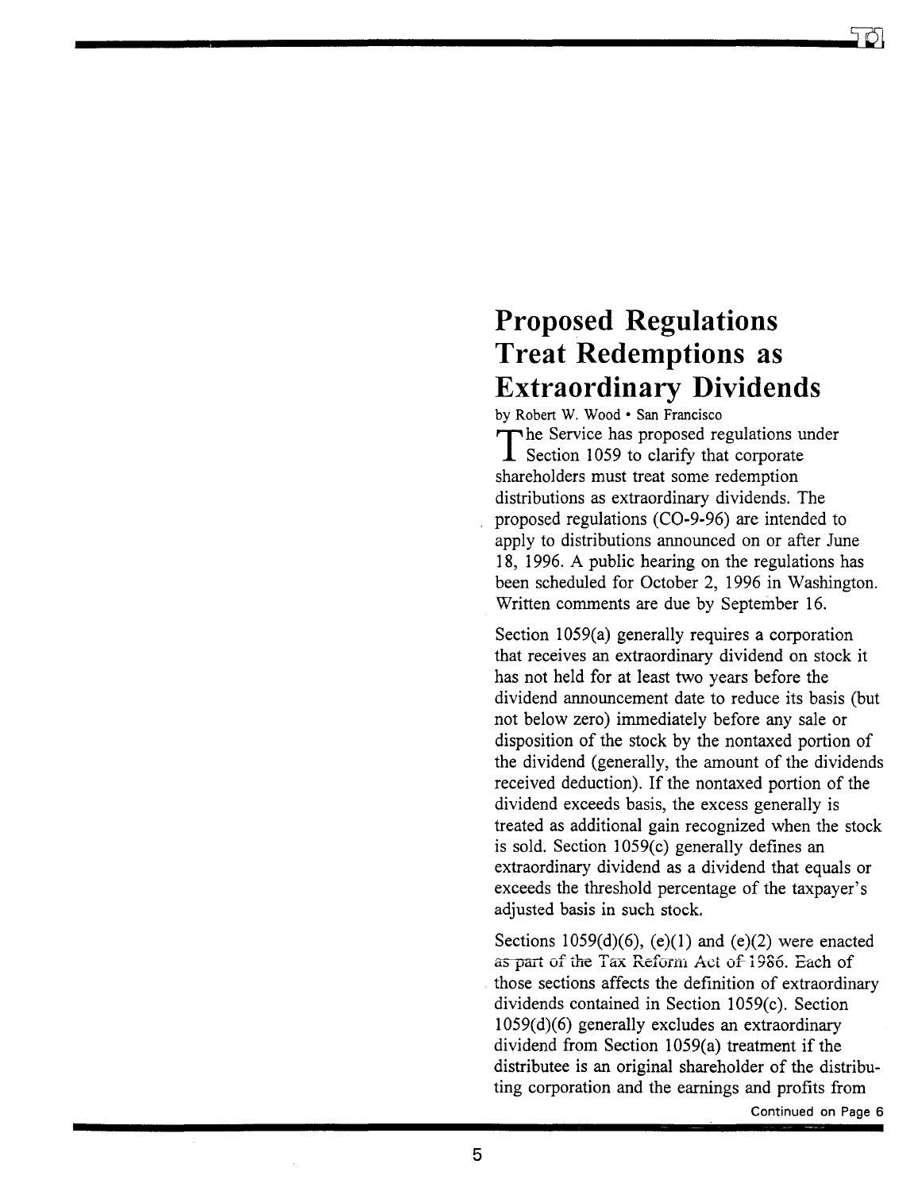# Proposed Regulations Treat Redemptions as Extraordinary Dividends

by Robert W. Wood • San Francisco

The Service has proposed regulations under Section 1059 to clarify that corporate shareholders must treat some redemption distributions as extraordinary dividends. The proposed regulations (CO-9-96) are intended to apply to distributions announced on or after June 18, 1996. A public hearing on the regulations has been scheduled for October 2, 1996 in Washington. Written comments are due by September 16.

Section 1059(a) generally requires a corporation that receives an extraordinary dividend on stock it has not held for at least two years before the dividend announcement date to reduce its basis (but not below zero) immediately before any sale or disposition of the stock by the nontaxed portion of the dividend (generally, the amount of the dividends received deduction). If the nontaxed portion of the dividend exceeds basis, the excess generally is treated as additional gain recognized when the stock is sold. Section 1059(c) generally defines an extraordinary dividend as a dividend that equals or exceeds the threshold percentage of the taxpayer's adjusted basis in such stock.

Sections 1059(d)(6), (e)(1) and (e)(2) were enacted as part of the Tax Reform Act of 1986. Each of those sections affects the definition of extraordinary dividends contained in Section 1059(c). Section 1059(d)(6) generally excludes an extraordinary dividend from Section 1059(a) treatment if the distributee is an original shareholder of the distributing corporation and the earnings and profits from

Continued on Page 6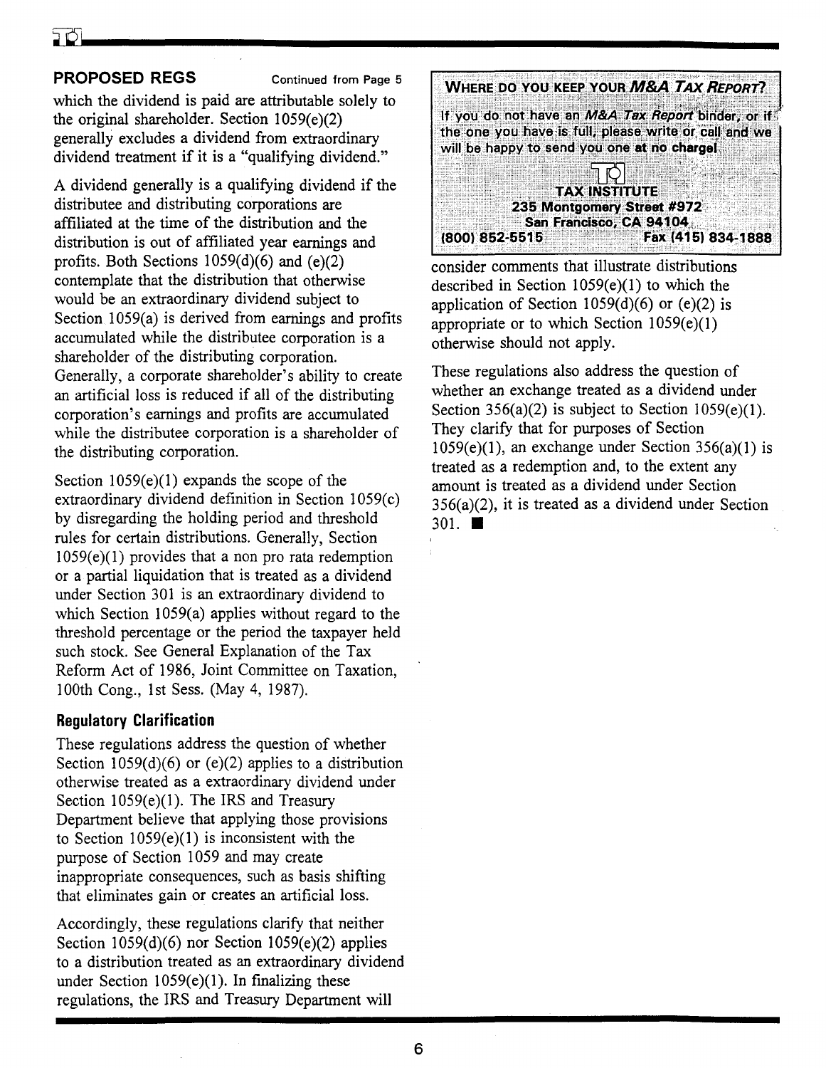**PROPOSED REGS** Continued from Page 5

which the dividend is paid are attributable solely to the original shareholder. Section 1059(e)(2) generally excludes a dividend from extraordinary dividend treatment if it is a "qualifying dividend."

A dividend generally is a qualifying dividend if the distributee and distributing corporations are affiliated at the time of the distribution and the distribution is out of affiliated year earnings and profits. Both Sections 1059(d)(6) and (e)(2) contemplate that the distribution that otherwise would be an extraordinary dividend subject to Section 1059(a) is derived from earnings and profits accumulated while the distributee corporation is a shareholder of the distributing corporation. Generally, a corporate shareholder's ability to create an artificial loss is reduced if all of the distributing corporation's earnings and profits are accumulated while the distributee corporation is a shareholder of the distributing corporation.

Section 1059(e)(1) expands the scope of the extraordinary dividend definition in Section 1059(c) by disregarding the holding period and threshold rules for certain distributions. Generally, Section 1059(e)(1) provides that a non pro rata redemption or a partial liquidation that is treated as a dividend under Section 301 is an extraordinary dividend to which Section 1059(a) applies without regard to the threshold percentage or the period the taxpayer held such stock. See General Explanation of the Tax Reform Act of 1986, Joint Committee on Taxation, 100th Cong., 1st Sess. (May 4, 1987).

### Regulatory Clarification

These regulations address the question of whether Section 1059(d)(6) or (e)(2) applies to a distribution otherwise treated as a extraordinary dividend under Section 1059(e)(1). The IRS and Treasury Department believe that applying those provisions to Section 1059(e)(1) is inconsistent with the purpose of Section 1059 and may create inappropriate consequences, such as basis shifting that eliminates gain or creates an artificial loss.

Accordingly, these regulations clarify that neither Section 1059(d)(6) nor Section 1059(e)(2) applies to a distribution treated as an extraordinary dividend under Section 1059(e)(1). In finalizing these regulations, the IRS and Treasury Department will consider comments that illustrate distributions described in Section 1059(e)(1) to which the application of Section 1059(d)(6) or (e)(2) is appropriate or to which Section 1059(e)(1) otherwise should not apply.

These regulations also address the question of whether an exchange treated as a dividend under Section 356(a)(2) is subject to Section 1059(e)(1). They clarify that for purposes of Section 1059(e)(1), an exchange under Section 356(a)(1) is treated as a redemption and, to the extent any amount is treated as a dividend under Section 356(a)(2), it is treated as a dividend under Section 301. ■

**WHERE DO YOU KEEP YOUR *M&A TAX REPORT*?**

If you do not have an *M&A Tax Report* binder, or if the one you have is full, please write or call and we will be happy to send you one **at no charge!**

**TAX INSTITUTE**
**235 Montgomery Street #972**
**San Francisco, CA 94104**
**(800) 852-5515 Fax (415) 834-1888**